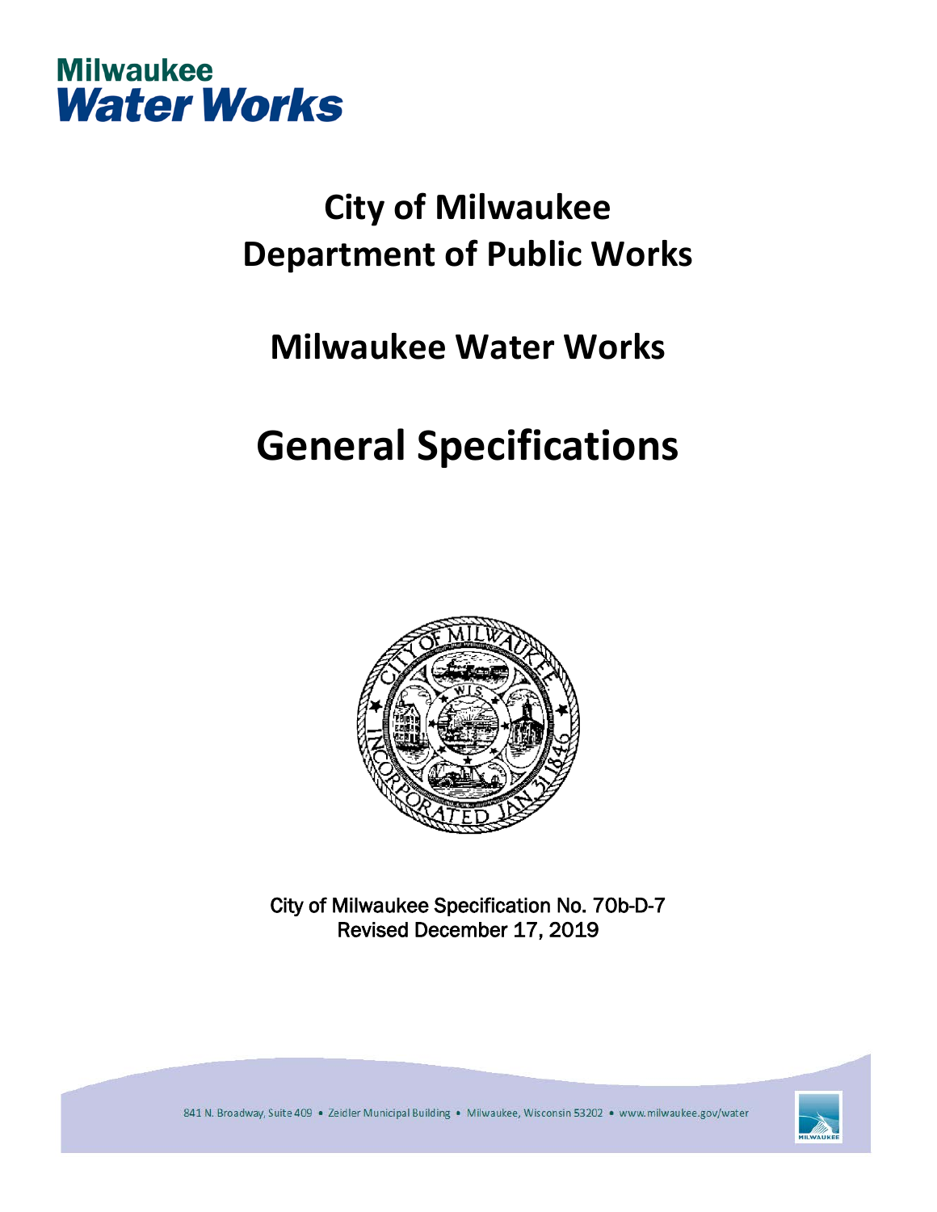Milwaukee
Water Works

# City of Milwaukee
# Department of Public Works

## Milwaukee Water Works

# General Specifications

City of Milwaukee Specification No. 70b-D-7
Revised December 17, 2019

841 N. Broadway, Suite 409 • Zeidler Municipal Building • Milwaukee, Wisconsin 53202 • www.milwaukee.gov/water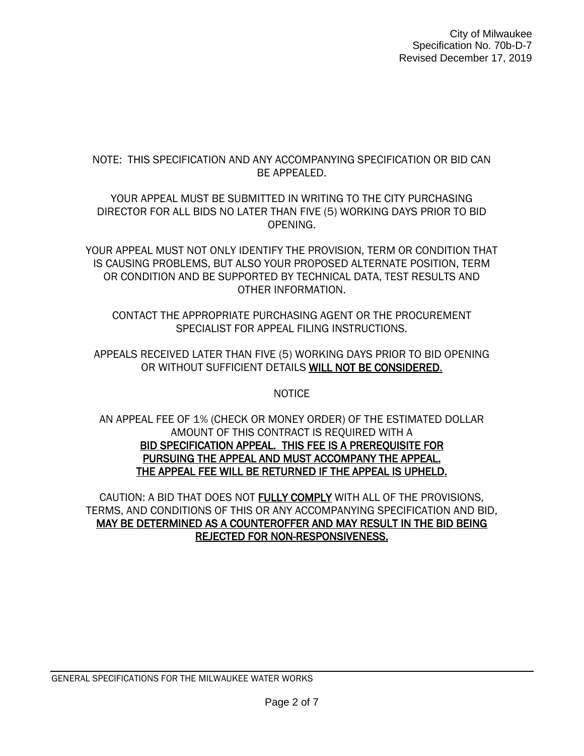NOTE: THIS SPECIFICATION AND ANY ACCOMPANYING SPECIFICATION OR BID CAN BE APPEALED.

YOUR APPEAL MUST BE SUBMITTED IN WRITING TO THE CITY PURCHASING DIRECTOR FOR ALL BIDS NO LATER THAN FIVE (5) WORKING DAYS PRIOR TO BID OPENING.

YOUR APPEAL MUST NOT ONLY IDENTIFY THE PROVISION, TERM OR CONDITION THAT IS CAUSING PROBLEMS, BUT ALSO YOUR PROPOSED ALTERNATE POSITION, TERM OR CONDITION AND BE SUPPORTED BY TECHNICAL DATA, TEST RESULTS AND OTHER INFORMATION.

CONTACT THE APPROPRIATE PURCHASING AGENT OR THE PROCUREMENT SPECIALIST FOR APPEAL FILING INSTRUCTIONS.

APPEALS RECEIVED LATER THAN FIVE (5) WORKING DAYS PRIOR TO BID OPENING OR WITHOUT SUFFICIENT DETAILS **WILL NOT BE CONSIDERED.**

NOTICE

AN APPEAL FEE OF 1% (CHECK OR MONEY ORDER) OF THE ESTIMATED DOLLAR AMOUNT OF THIS CONTRACT IS REQUIRED WITH A **BID SPECIFICATION APPEAL. THIS FEE IS A PREREQUISITE FOR PURSUING THE APPEAL AND MUST ACCOMPANY THE APPEAL. THE APPEAL FEE WILL BE RETURNED IF THE APPEAL IS UPHELD.**

CAUTION: A BID THAT DOES NOT **FULLY COMPLY** WITH ALL OF THE PROVISIONS, TERMS, AND CONDITIONS OF THIS OR ANY ACCOMPANYING SPECIFICATION AND BID, **MAY BE DETERMINED AS A COUNTEROFFER AND MAY RESULT IN THE BID BEING REJECTED FOR NON-RESPONSIVENESS.**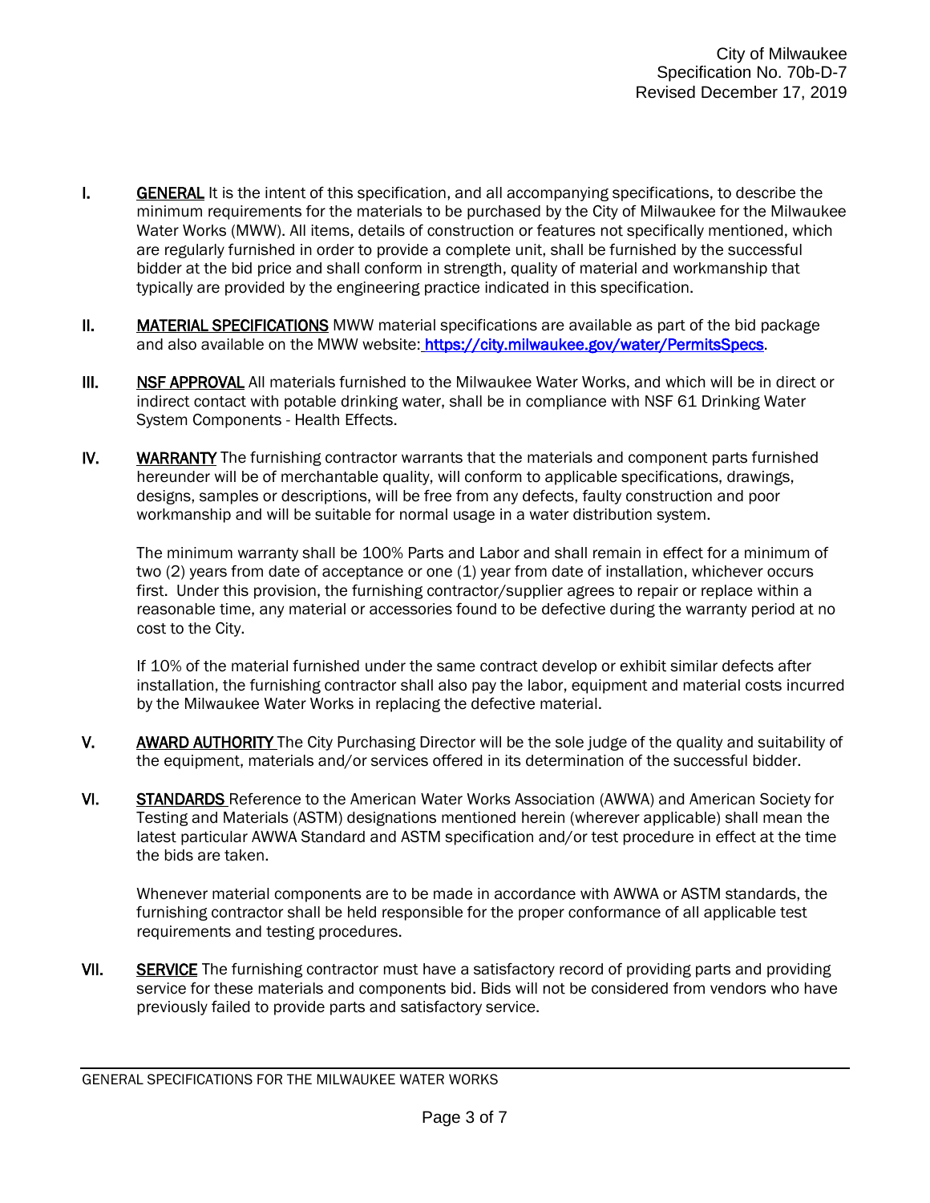City of Milwaukee
Specification No. 70b-D-7
Revised December 17, 2019

I. **GENERAL** It is the intent of this specification, and all accompanying specifications, to describe the minimum requirements for the materials to be purchased by the City of Milwaukee for the Milwaukee Water Works (MWW). All items, details of construction or features not specifically mentioned, which are regularly furnished in order to provide a complete unit, shall be furnished by the successful bidder at the bid price and shall conform in strength, quality of material and workmanship that typically are provided by the engineering practice indicated in this specification.

II. **MATERIAL SPECIFICATIONS** MWW material specifications are available as part of the bid package and also available on the MWW website: https://city.milwaukee.gov/water/PermitsSpecs.

III. **NSF APPROVAL** All materials furnished to the Milwaukee Water Works, and which will be in direct or indirect contact with potable drinking water, shall be in compliance with NSF 61 Drinking Water System Components - Health Effects.

IV. **WARRANTY** The furnishing contractor warrants that the materials and component parts furnished hereunder will be of merchantable quality, will conform to applicable specifications, drawings, designs, samples or descriptions, will be free from any defects, faulty construction and poor workmanship and will be suitable for normal usage in a water distribution system.

   The minimum warranty shall be 100% Parts and Labor and shall remain in effect for a minimum of two (2) years from date of acceptance or one (1) year from date of installation, whichever occurs first. Under this provision, the furnishing contractor/supplier agrees to repair or replace within a reasonable time, any material or accessories found to be defective during the warranty period at no cost to the City.

   If 10% of the material furnished under the same contract develop or exhibit similar defects after installation, the furnishing contractor shall also pay the labor, equipment and material costs incurred by the Milwaukee Water Works in replacing the defective material.

V. **AWARD AUTHORITY** The City Purchasing Director will be the sole judge of the quality and suitability of the equipment, materials and/or services offered in its determination of the successful bidder.

VI. **STANDARDS** Reference to the American Water Works Association (AWWA) and American Society for Testing and Materials (ASTM) designations mentioned herein (wherever applicable) shall mean the latest particular AWWA Standard and ASTM specification and/or test procedure in effect at the time the bids are taken.

   Whenever material components are to be made in accordance with AWWA or ASTM standards, the furnishing contractor shall be held responsible for the proper conformance of all applicable test requirements and testing procedures.

VII. **SERVICE** The furnishing contractor must have a satisfactory record of providing parts and providing service for these materials and components bid. Bids will not be considered from vendors who have previously failed to provide parts and satisfactory service.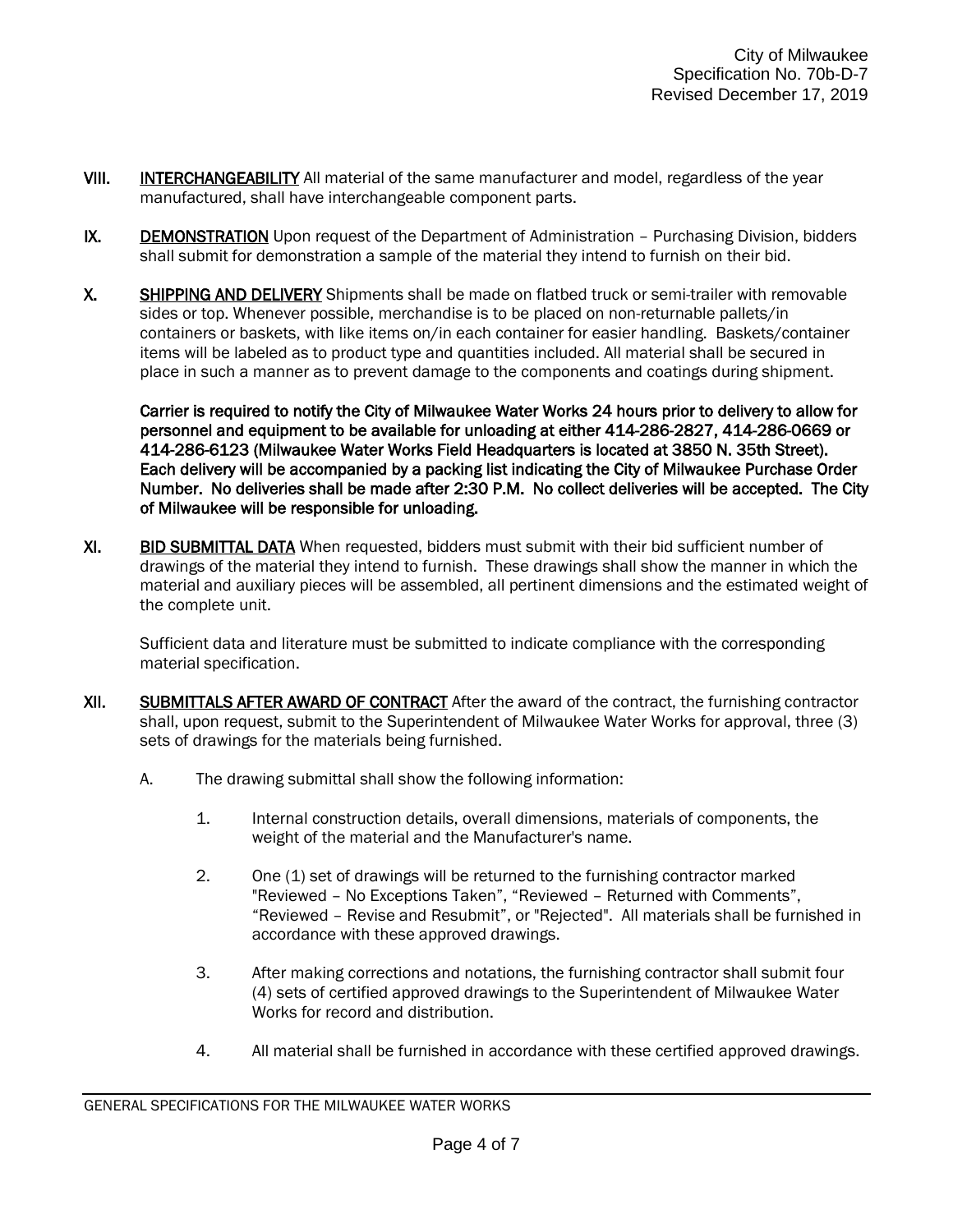VIII. **INTERCHANGEABILITY** All material of the same manufacturer and model, regardless of the year manufactured, shall have interchangeable component parts.

IX. **DEMONSTRATION** Upon request of the Department of Administration – Purchasing Division, bidders shall submit for demonstration a sample of the material they intend to furnish on their bid.

X. **SHIPPING AND DELIVERY** Shipments shall be made on flatbed truck or semi-trailer with removable sides or top. Whenever possible, merchandise is to be placed on non-returnable pallets/in containers or baskets, with like items on/in each container for easier handling. Baskets/container items will be labeled as to product type and quantities included. All material shall be secured in place in such a manner as to prevent damage to the components and coatings during shipment.

**Carrier is required to notify the City of Milwaukee Water Works 24 hours prior to delivery to allow for personnel and equipment to be available for unloading at either 414-286-2827, 414-286-0669 or 414-286-6123 (Milwaukee Water Works Field Headquarters is located at 3850 N. 35th Street). Each delivery will be accompanied by a packing list indicating the City of Milwaukee Purchase Order Number. No deliveries shall be made after 2:30 P.M. No collect deliveries will be accepted. The City of Milwaukee will be responsible for unloading.**

XI. **BID SUBMITTAL DATA** When requested, bidders must submit with their bid sufficient number of drawings of the material they intend to furnish. These drawings shall show the manner in which the material and auxiliary pieces will be assembled, all pertinent dimensions and the estimated weight of the complete unit.

Sufficient data and literature must be submitted to indicate compliance with the corresponding material specification.

XII. **SUBMITTALS AFTER AWARD OF CONTRACT** After the award of the contract, the furnishing contractor shall, upon request, submit to the Superintendent of Milwaukee Water Works for approval, three (3) sets of drawings for the materials being furnished.

A. The drawing submittal shall show the following information:

1. Internal construction details, overall dimensions, materials of components, the weight of the material and the Manufacturer's name.

2. One (1) set of drawings will be returned to the furnishing contractor marked "Reviewed – No Exceptions Taken", "Reviewed – Returned with Comments", "Reviewed – Revise and Resubmit", or "Rejected". All materials shall be furnished in accordance with these approved drawings.

3. After making corrections and notations, the furnishing contractor shall submit four (4) sets of certified approved drawings to the Superintendent of Milwaukee Water Works for record and distribution.

4. All material shall be furnished in accordance with these certified approved drawings.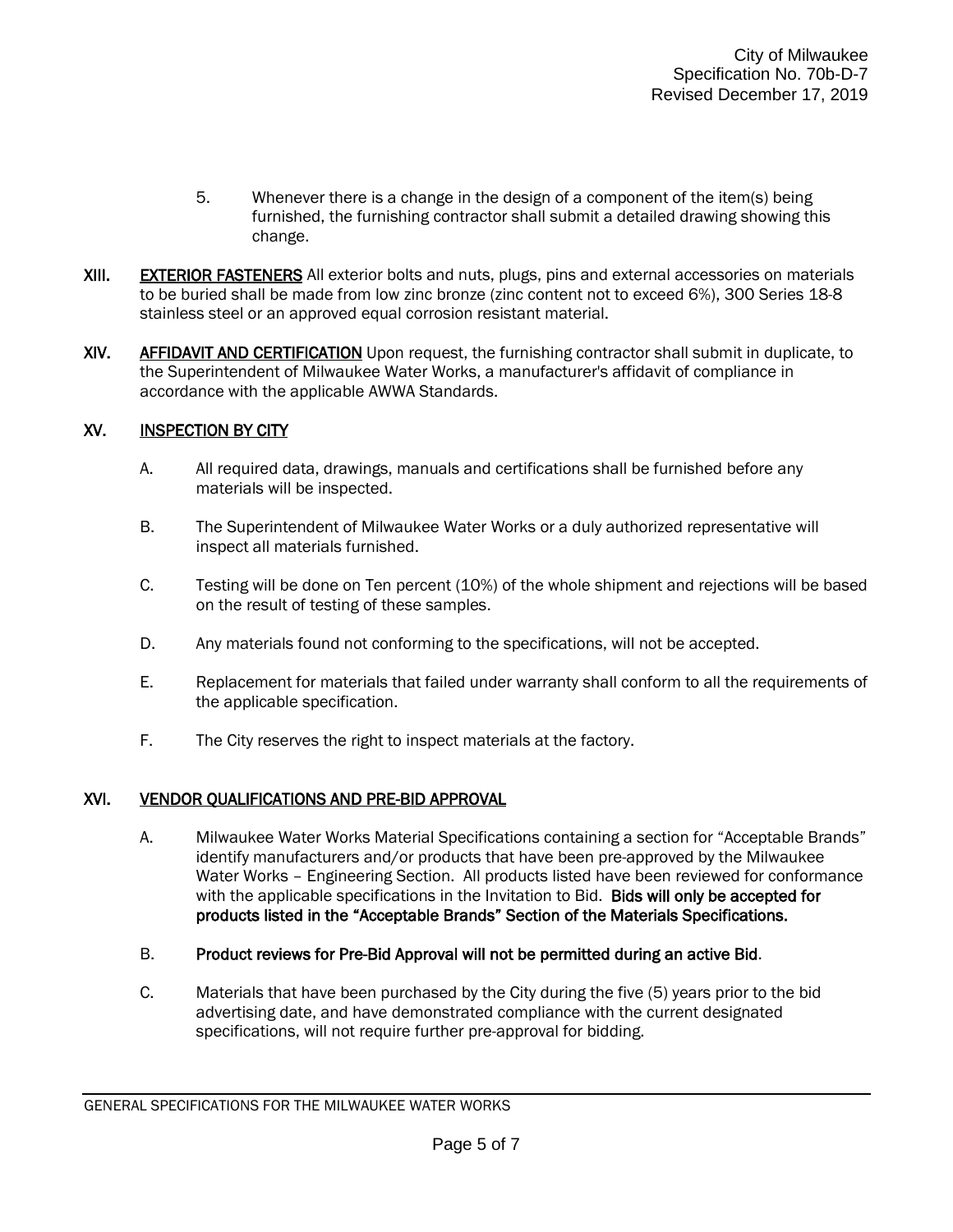5. Whenever there is a change in the design of a component of the item(s) being furnished, the furnishing contractor shall submit a detailed drawing showing this change.

**XIII.** **<u>EXTERIOR FASTENERS</u>** All exterior bolts and nuts, plugs, pins and external accessories on materials to be buried shall be made from low zinc bronze (zinc content not to exceed 6%), 300 Series 18-8 stainless steel or an approved equal corrosion resistant material.

**XIV.** **<u>AFFIDAVIT AND CERTIFICATION</u>** Upon request, the furnishing contractor shall submit in duplicate, to the Superintendent of Milwaukee Water Works, a manufacturer's affidavit of compliance in accordance with the applicable AWWA Standards.

## XV. INSPECTION BY CITY

A. All required data, drawings, manuals and certifications shall be furnished before any materials will be inspected.

B. The Superintendent of Milwaukee Water Works or a duly authorized representative will inspect all materials furnished.

C. Testing will be done on Ten percent (10%) of the whole shipment and rejections will be based on the result of testing of these samples.

D. Any materials found not conforming to the specifications, will not be accepted.

E. Replacement for materials that failed under warranty shall conform to all the requirements of the applicable specification.

F. The City reserves the right to inspect materials at the factory.

## XVI. VENDOR QUALIFICATIONS AND PRE-BID APPROVAL

A. Milwaukee Water Works Material Specifications containing a section for "Acceptable Brands" identify manufacturers and/or products that have been pre-approved by the Milwaukee Water Works – Engineering Section. All products listed have been reviewed for conformance with the applicable specifications in the Invitation to Bid. **Bids will only be accepted for products listed in the "Acceptable Brands" Section of the Materials Specifications.**

B. **Product reviews for Pre-Bid Approval will not be permitted during an active Bid**.

C. Materials that have been purchased by the City during the five (5) years prior to the bid advertising date, and have demonstrated compliance with the current designated specifications, will not require further pre-approval for bidding.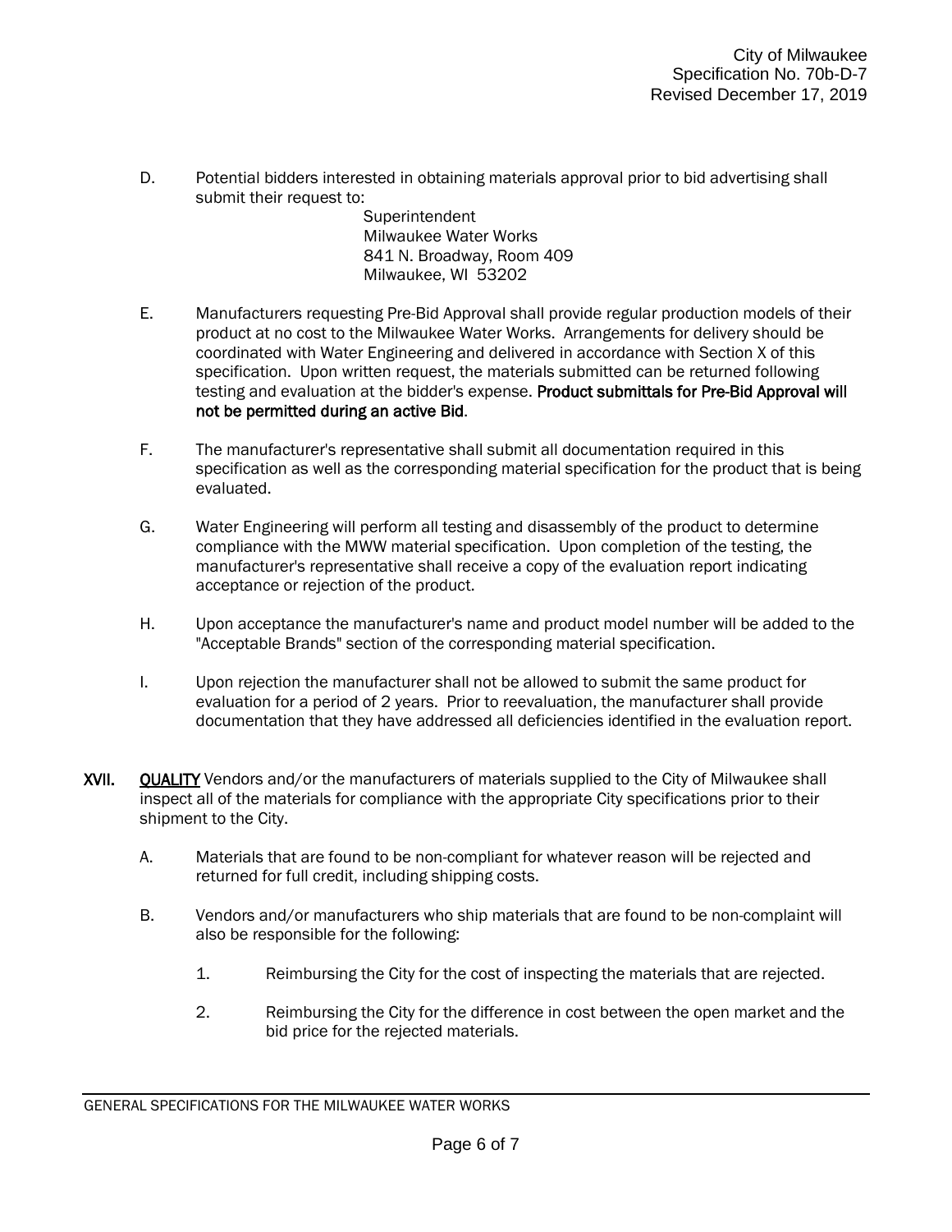D. Potential bidders interested in obtaining materials approval prior to bid advertising shall submit their request to:

Superintendent
Milwaukee Water Works
841 N. Broadway, Room 409
Milwaukee, WI 53202

E. Manufacturers requesting Pre-Bid Approval shall provide regular production models of their product at no cost to the Milwaukee Water Works. Arrangements for delivery should be coordinated with Water Engineering and delivered in accordance with Section X of this specification. Upon written request, the materials submitted can be returned following testing and evaluation at the bidder's expense. **Product submittals for Pre-Bid Approval will not be permitted during an active Bid**.

F. The manufacturer's representative shall submit all documentation required in this specification as well as the corresponding material specification for the product that is being evaluated.

G. Water Engineering will perform all testing and disassembly of the product to determine compliance with the MWW material specification. Upon completion of the testing, the manufacturer's representative shall receive a copy of the evaluation report indicating acceptance or rejection of the product.

H. Upon acceptance the manufacturer's name and product model number will be added to the "Acceptable Brands" section of the corresponding material specification.

I. Upon rejection the manufacturer shall not be allowed to submit the same product for evaluation for a period of 2 years. Prior to reevaluation, the manufacturer shall provide documentation that they have addressed all deficiencies identified in the evaluation report.

**XVII. QUALITY** Vendors and/or the manufacturers of materials supplied to the City of Milwaukee shall inspect all of the materials for compliance with the appropriate City specifications prior to their shipment to the City.

A. Materials that are found to be non-compliant for whatever reason will be rejected and returned for full credit, including shipping costs.

B. Vendors and/or manufacturers who ship materials that are found to be non-complaint will also be responsible for the following:

1. Reimbursing the City for the cost of inspecting the materials that are rejected.

2. Reimbursing the City for the difference in cost between the open market and the bid price for the rejected materials.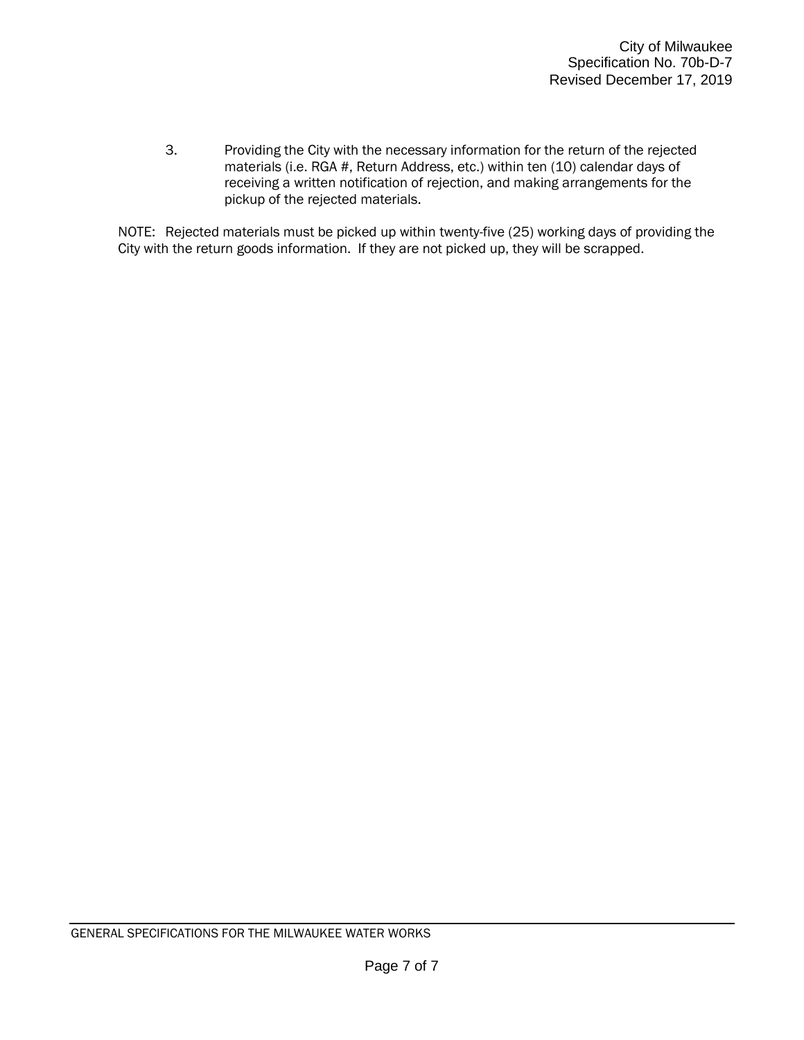3. Providing the City with the necessary information for the return of the rejected materials (i.e. RGA #, Return Address, etc.) within ten (10) calendar days of receiving a written notification of rejection, and making arrangements for the pickup of the rejected materials.

NOTE: Rejected materials must be picked up within twenty-five (25) working days of providing the City with the return goods information. If they are not picked up, they will be scrapped.